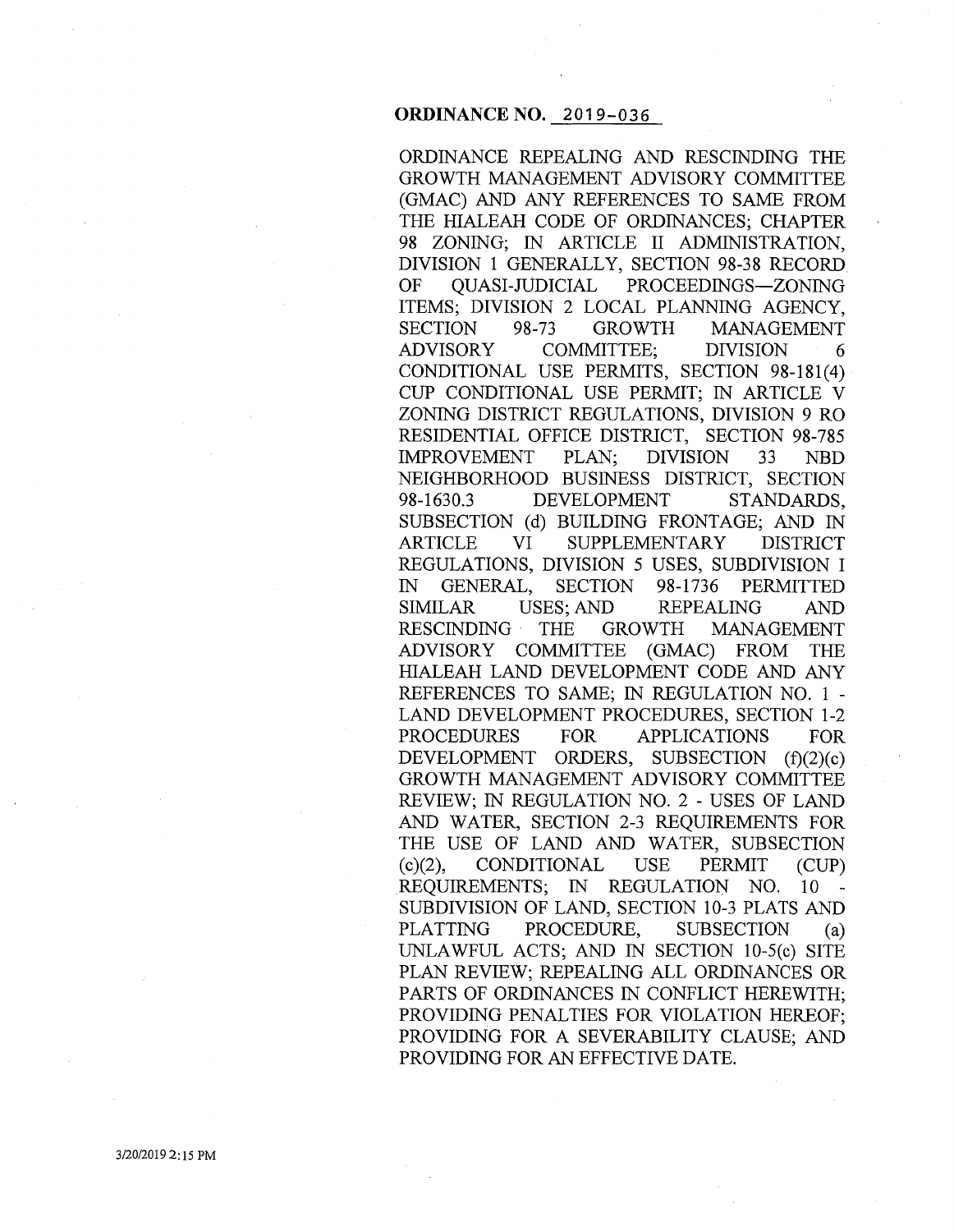**ORDINANCE NO. 2019-036**

ORDINANCE REPEALING AND RESCINDING THE GROWTH MANAGEMENT ADVISORY COMMITTEE (GMAC) AND ANY REFERENCES TO SAME FROM THE HIALEAH CODE OF ORDINANCES; CHAPTER 98 ZONING; IN ARTICLE II ADMINISTRATION, DIVISION 1 GENERALLY, SECTION 98-38 RECORD OF QUASI-JUDICIAL PROCEEDINGS—ZONING ITEMS; DIVISION 2 LOCAL PLANNING AGENCY, SECTION 98-73 GROWTH MANAGEMENT ADVISORY COMMITTEE; DIVISION 6 CONDITIONAL USE PERMITS, SECTION 98-181(4) CUP CONDITIONAL USE PERMIT; IN ARTICLE V ZONING DISTRICT REGULATIONS, DIVISION 9 RO RESIDENTIAL OFFICE DISTRICT, SECTION 98-785 IMPROVEMENT PLAN; DIVISION 33 NBD NEIGHBORHOOD BUSINESS DISTRICT, SECTION 98-1630.3 DEVELOPMENT STANDARDS, SUBSECTION (d) BUILDING FRONTAGE; AND IN ARTICLE VI SUPPLEMENTARY DISTRICT REGULATIONS, DIVISION 5 USES, SUBDIVISION I IN GENERAL, SECTION 98-1736 PERMITTED SIMILAR USES; AND REPEALING AND RESCINDING THE GROWTH MANAGEMENT ADVISORY COMMITTEE (GMAC) FROM THE HIALEAH LAND DEVELOPMENT CODE AND ANY REFERENCES TO SAME; IN REGULATION NO. 1 - LAND DEVELOPMENT PROCEDURES, SECTION 1-2 PROCEDURES FOR APPLICATIONS FOR DEVELOPMENT ORDERS, SUBSECTION (f)(2)(c) GROWTH MANAGEMENT ADVISORY COMMITTEE REVIEW; IN REGULATION NO. 2 - USES OF LAND AND WATER, SECTION 2-3 REQUIREMENTS FOR THE USE OF LAND AND WATER, SUBSECTION (c)(2), CONDITIONAL USE PERMIT (CUP) REQUIREMENTS; IN REGULATION NO. 10 - SUBDIVISION OF LAND, SECTION 10-3 PLATS AND PLATTING PROCEDURE, SUBSECTION (a) UNLAWFUL ACTS; AND IN SECTION 10-5(c) SITE PLAN REVIEW; REPEALING ALL ORDINANCES OR PARTS OF ORDINANCES IN CONFLICT HEREWITH; PROVIDING PENALTIES FOR VIOLATION HEREOF; PROVIDING FOR A SEVERABILITY CLAUSE; AND PROVIDING FOR AN EFFECTIVE DATE.

3/20/2019 2:15 PM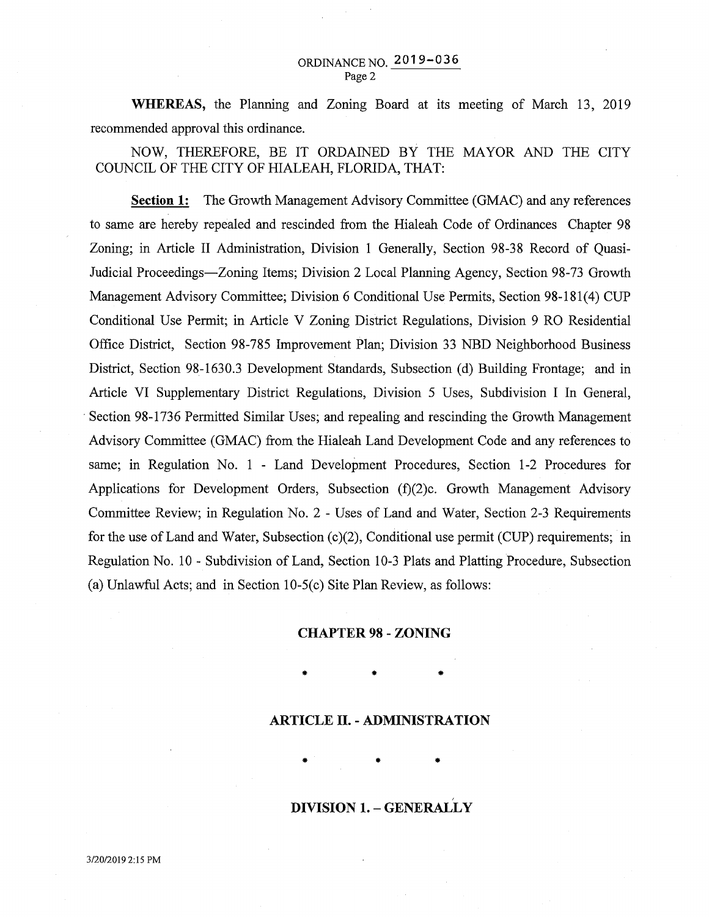**WHEREAS,** the Planning and Zoning Board at its meeting of March 13, 2019 recommended approval this ordinance.

NOW, THEREFORE, BE IT ORDAINED BY THE MAYOR AND THE CITY COUNCIL OF THE CITY OF HIALEAH, FLORIDA, THAT:

**Section 1:** The Growth Management Advisory Committee (GMAC) and any references to same are hereby repealed and rescinded from the Hialeah Code of Ordinances Chapter 98 Zoning; in Article II Administration, Division 1 Generally, Section 98-38 Record of Quasi-Judicial Proceedings—Zoning Items; Division 2 Local Planning Agency, Section 98-73 Growth Management Advisory Committee; Division 6 Conditional Use Permits, Section 98-181(4) CUP Conditional Use Permit; in Article V Zoning District Regulations, Division 9 RO Residential Office District, Section 98-785 Improvement Plan; Division 33 NBD Neighborhood Business District, Section 98-1630.3 Development Standards, Subsection (d) Building Frontage; and in Article VI Supplementary District Regulations, Division 5 Uses, Subdivision I In General, Section 98-1736 Permitted Similar Uses; and repealing and rescinding the Growth Management Advisory Committee (GMAC) from the Hialeah Land Development Code and any references to same; in Regulation No. 1 - Land Development Procedures, Section 1-2 Procedures for Applications for Development Orders, Subsection (f)(2)c. Growth Management Advisory Committee Review; in Regulation No. 2 - Uses of Land and Water, Section 2-3 Requirements for the use of Land and Water, Subsection (c)(2), Conditional use permit (CUP) requirements; in Regulation No. 10 - Subdivision of Land, Section 10-3 Plats and Platting Procedure, Subsection (a) Unlawful Acts; and in Section 10-5(c) Site Plan Review, as follows:

**CHAPTER 98 - ZONING**

\* \* \*

**ARTICLE II. - ADMINISTRATION**

\* \* \*

**DIVISION 1. – GENERALLY**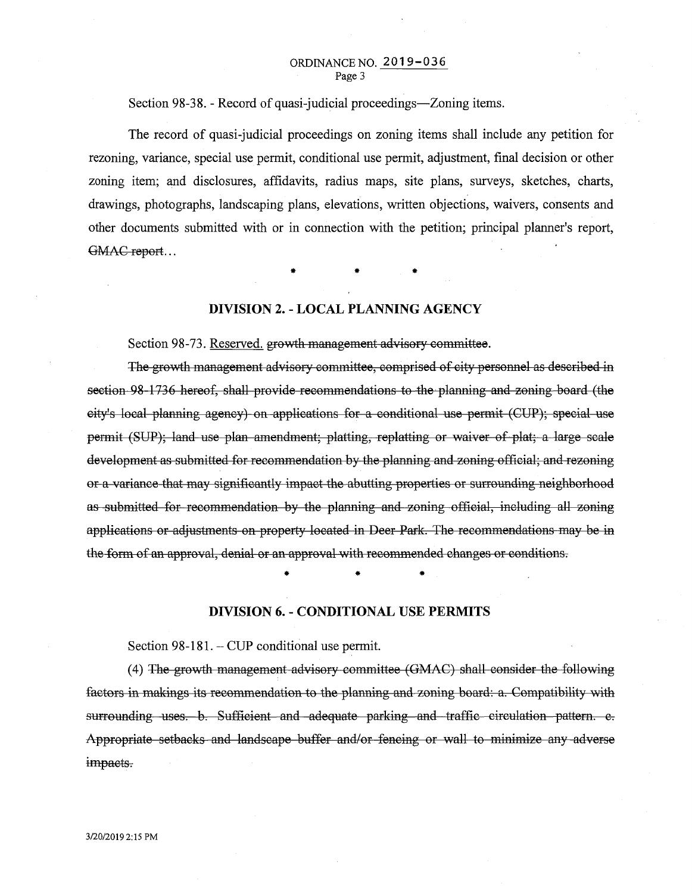Section 98-38. - Record of quasi-judicial proceedings—Zoning items.

The record of quasi-judicial proceedings on zoning items shall include any petition for rezoning, variance, special use permit, conditional use permit, adjustment, final decision or other zoning item; and disclosures, affidavits, radius maps, site plans, surveys, sketches, charts, drawings, photographs, landscaping plans, elevations, written objections, waivers, consents and other documents submitted with or in connection with the petition; principal planner's report, ~~GMAC report~~...

\* \* \*

## DIVISION 2. - LOCAL PLANNING AGENCY

Section 98-73. <u>Reserved.</u> ~~growth management advisory committee.~~

~~The growth management advisory committee, comprised of city personnel as described in section 98-1736 hereof, shall provide recommendations to the planning and zoning board (the city's local planning agency) on applications for a conditional use permit (CUP); special use permit (SUP); land use plan amendment; platting, replatting or waiver of plat; a large scale development as submitted for recommendation by the planning and zoning official; and rezoning or a variance that may significantly impact the abutting properties or surrounding neighborhood as submitted for recommendation by the planning and zoning official, including all zoning applications or adjustments on property located in Deer Park. The recommendations may be in the form of an approval, denial or an approval with recommended changes or conditions.~~

\* \* \*

## DIVISION 6. - CONDITIONAL USE PERMITS

Section 98-181. – CUP conditional use permit.

(4) ~~The growth management advisory committee (GMAC) shall consider the following factors in makings its recommendation to the planning and zoning board: a. Compatibility with surrounding uses. b. Sufficient and adequate parking and traffic circulation pattern. c. Appropriate setbacks and landscape buffer and/or fencing or wall to minimize any adverse impacts.~~

3/20/2019 2:15 PM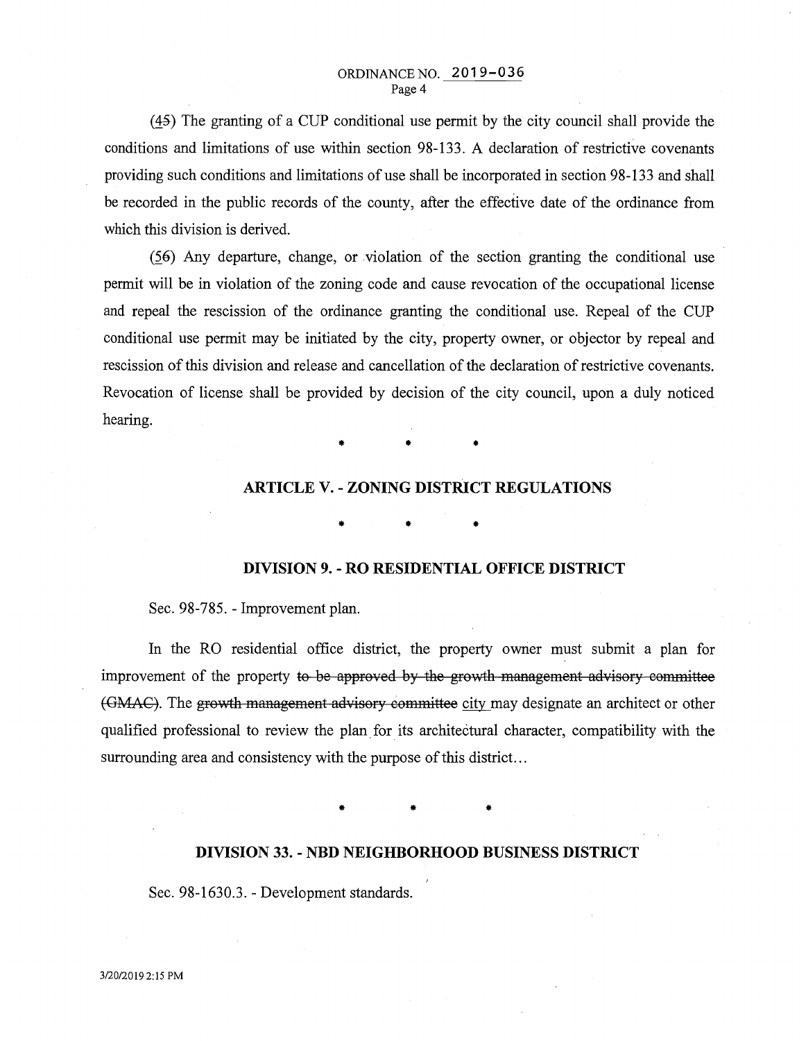(~~4~~5) The granting of a CUP conditional use permit by the city council shall provide the conditions and limitations of use within section 98-133. A declaration of restrictive covenants providing such conditions and limitations of use shall be incorporated in section 98-133 and shall be recorded in the public records of the county, after the effective date of the ordinance from which this division is derived.

(~~5~~6) Any departure, change, or violation of the section granting the conditional use permit will be in violation of the zoning code and cause revocation of the occupational license and repeal the rescission of the ordinance granting the conditional use. Repeal of the CUP conditional use permit may be initiated by the city, property owner, or objector by repeal and rescission of this division and release and cancellation of the declaration of restrictive covenants. Revocation of license shall be provided by decision of the city council, upon a duly noticed hearing.

\* \* \*

## ARTICLE V. - ZONING DISTRICT REGULATIONS

\* \* \*

## DIVISION 9. - RO RESIDENTIAL OFFICE DISTRICT

Sec. 98-785. - Improvement plan.

In the RO residential office district, the property owner must submit a plan for improvement of the property ~~to be approved by the growth management advisory committee (GMAC)~~. The ~~growth management advisory committee~~ city may designate an architect or other qualified professional to review the plan for its architectural character, compatibility with the surrounding area and consistency with the purpose of this district…

\* \* \*

## DIVISION 33. - NBD NEIGHBORHOOD BUSINESS DISTRICT

Sec. 98-1630.3. - Development standards.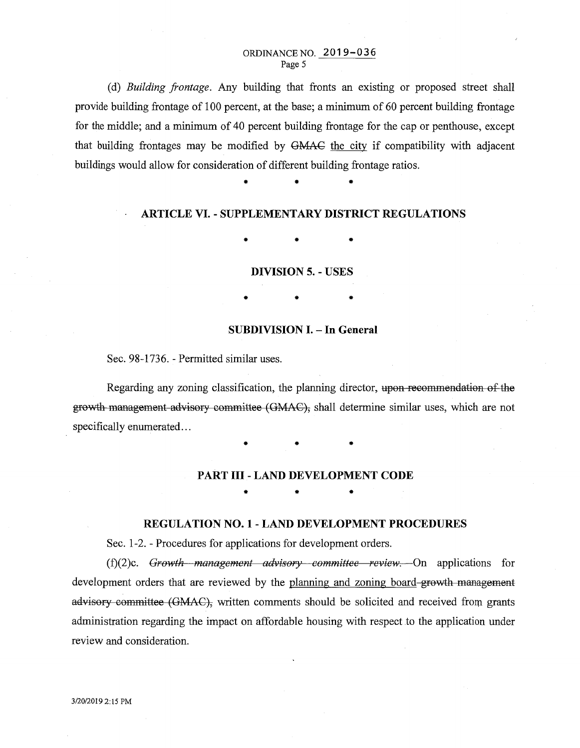(d) *Building frontage*. Any building that fronts an existing or proposed street shall provide building frontage of 100 percent, at the base; a minimum of 60 percent building frontage for the middle; and a minimum of 40 percent building frontage for the cap or penthouse, except that building frontages may be modified by ~~GMAC~~ <u>the city</u> if compatibility with adjacent buildings would allow for consideration of different building frontage ratios.

\* \* \*

## ARTICLE VI. - SUPPLEMENTARY DISTRICT REGULATIONS

\* \* \*

### DIVISION 5. - USES

\* \* \*

#### SUBDIVISION I. – In General

Sec. 98-1736. - Permitted similar uses.

Regarding any zoning classification, the planning director, ~~upon recommendation of the growth management advisory committee (GMAC),~~ shall determine similar uses, which are not specifically enumerated…

\* \* \*

## PART III - LAND DEVELOPMENT CODE

\* \* \*

### REGULATION NO. 1 - LAND DEVELOPMENT PROCEDURES

Sec. 1-2. - Procedures for applications for development orders.

(f)(2)c. ~~*Growth management advisory committee review.*~~ On applications for development orders that are reviewed by the <u>planning and zoning board</u> ~~growth management advisory committee (GMAC),~~ written comments should be solicited and received from grants administration regarding the impact on affordable housing with respect to the application under review and consideration.

3/20/2019 2:15 PM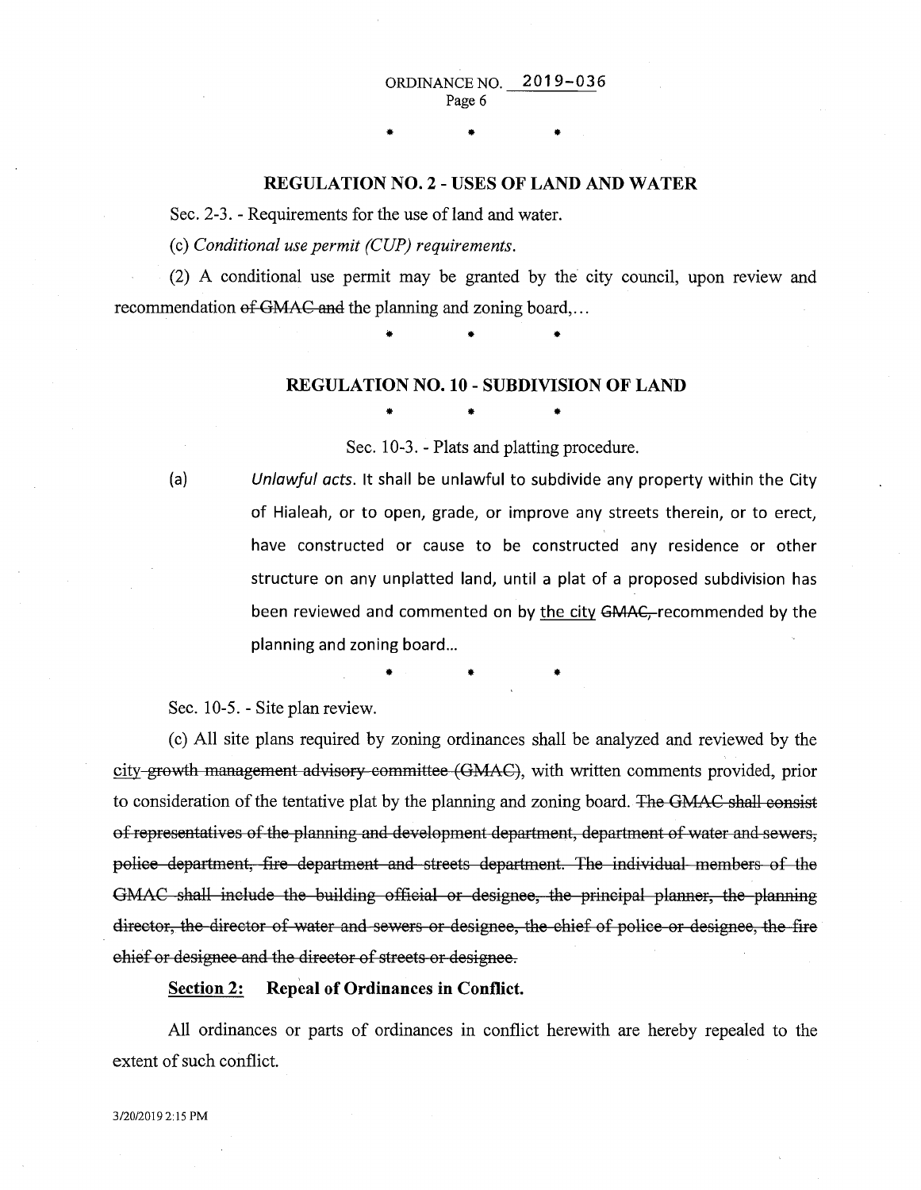ORDINANCE NO. 2019-036

\* \* \*

## REGULATION NO. 2 - USES OF LAND AND WATER

Sec. 2-3. - Requirements for the use of land and water.

(c) *Conditional use permit (CUP) requirements.*

(2) A conditional use permit may be granted by the city council, upon review and recommendation ~~of GMAC and~~ the planning and zoning board,…

\* \* \*

## REGULATION NO. 10 - SUBDIVISION OF LAND

\* \* \*

Sec. 10-3. - Plats and platting procedure.

(a) *Unlawful acts.* It shall be unlawful to subdivide any property within the City of Hialeah, or to open, grade, or improve any streets therein, or to erect, have constructed or cause to be constructed any residence or other structure on any unplatted land, until a plat of a proposed subdivision has been reviewed and commented on by <u>the city</u> ~~GMAC,~~ recommended by the planning and zoning board…

\* \* \*

Sec. 10-5. - Site plan review.

(c) All site plans required by zoning ordinances shall be analyzed and reviewed by the <u>city</u>~~-growth management advisory committee (GMAC)~~, with written comments provided, prior to consideration of the tentative plat by the planning and zoning board. ~~The GMAC shall consist of representatives of the planning and development department, department of water and sewers, police department, fire department and streets department. The individual members of the GMAC shall include the building official or designee, the principal planner, the planning director, the director of water and sewers or designee, the chief of police or designee, the fire chief or designee and the director of streets or designee.~~

**<u>Section 2:</u> Repeal of Ordinances in Conflict.**

All ordinances or parts of ordinances in conflict herewith are hereby repealed to the extent of such conflict.

3/20/2019 2:15 PM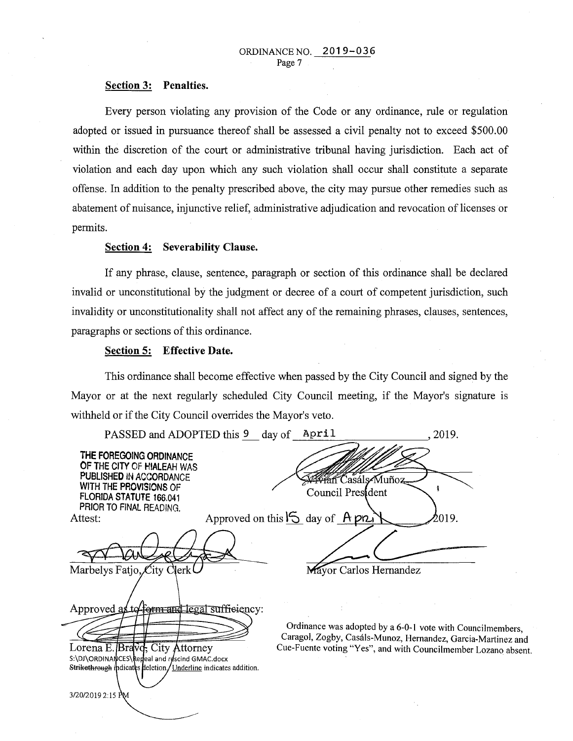ORDINANCE NO. 2019-036
Page 7

**Section 3: Penalties.**

Every person violating any provision of the Code or any ordinance, rule or regulation adopted or issued in pursuance thereof shall be assessed a civil penalty not to exceed $500.00 within the discretion of the court or administrative tribunal having jurisdiction. Each act of violation and each day upon which any such violation shall occur shall constitute a separate offense. In addition to the penalty prescribed above, the city may pursue other remedies such as abatement of nuisance, injunctive relief, administrative adjudication and revocation of licenses or permits.

**Section 4: Severability Clause.**

If any phrase, clause, sentence, paragraph or section of this ordinance shall be declared invalid or unconstitutional by the judgment or decree of a court of competent jurisdiction, such invalidity or unconstitutionality shall not affect any of the remaining phrases, clauses, sentences, paragraphs or sections of this ordinance.

**Section 5: Effective Date.**

This ordinance shall become effective when passed by the City Council and signed by the Mayor or at the next regularly scheduled City Council meeting, if the Mayor's signature is withheld or if the City Council overrides the Mayor's veto.

PASSED and ADOPTED this 9 day of April, 2019.

**THE FOREGOING ORDINANCE OF THE CITY OF HIALEAH WAS PUBLISHED IN ACCORDANCE WITH THE PROVISIONS OF FLORIDA STATUTE 166.041 PRIOR TO FINAL READING.**

Vivian Casáls-Muñoz
Council President

Attest:

Approved on this 15 day of April 2019.

Marbelys Fatjo, City Clerk

Mayor Carlos Hernandez

Approved as to form and legal sufficiency:

Lorena E. Bravo, City Attorney

S:\DJ\ORDINANCES\Repeal and rescind GMAC.docx
~~Strikethrough~~ indicates deletion. Underline indicates addition.

3/20/2019 2:15 PM

Ordinance was adopted by a 6-0-1 vote with Councilmembers, Caragol, Zogby, Casáls-Munoz, Hernandez, Garcia-Martinez and Cue-Fuente voting "Yes", and with Councilmember Lozano absent.